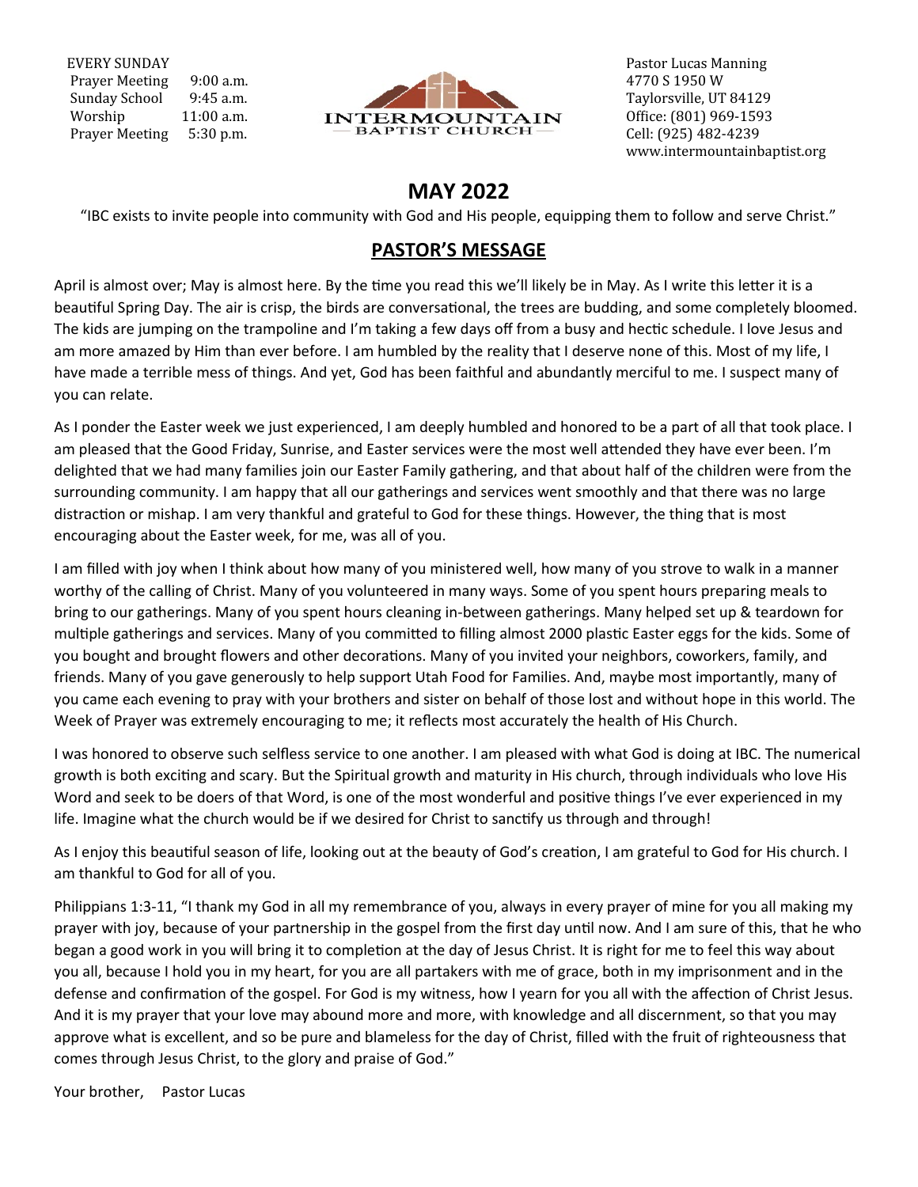EVERY SUNDAY

| | |
|---|---|
| Prayer Meeting | 9:00 a.m. |
| Sunday School | 9:45 a.m. |
| Worship | 11:00 a.m. |
| Prayer Meeting | 5:30 p.m. |

INTERMOUNTAIN BAPTIST CHURCH

Pastor Lucas Manning
4770 S 1950 W
Taylorsville, UT 84129
Office: (801) 969-1593
Cell: (925) 482-4239
www.intermountainbaptist.org

# MAY 2022

"IBC exists to invite people into community with God and His people, equipping them to follow and serve Christ."

## PASTOR'S MESSAGE

April is almost over; May is almost here. By the time you read this we'll likely be in May. As I write this letter it is a beautiful Spring Day. The air is crisp, the birds are conversational, the trees are budding, and some completely bloomed. The kids are jumping on the trampoline and I'm taking a few days off from a busy and hectic schedule. I love Jesus and am more amazed by Him than ever before. I am humbled by the reality that I deserve none of this. Most of my life, I have made a terrible mess of things. And yet, God has been faithful and abundantly merciful to me. I suspect many of you can relate.

As I ponder the Easter week we just experienced, I am deeply humbled and honored to be a part of all that took place. I am pleased that the Good Friday, Sunrise, and Easter services were the most well attended they have ever been. I'm delighted that we had many families join our Easter Family gathering, and that about half of the children were from the surrounding community. I am happy that all our gatherings and services went smoothly and that there was no large distraction or mishap. I am very thankful and grateful to God for these things. However, the thing that is most encouraging about the Easter week, for me, was all of you.

I am filled with joy when I think about how many of you ministered well, how many of you strove to walk in a manner worthy of the calling of Christ. Many of you volunteered in many ways. Some of you spent hours preparing meals to bring to our gatherings. Many of you spent hours cleaning in-between gatherings. Many helped set up & teardown for multiple gatherings and services. Many of you committed to filling almost 2000 plastic Easter eggs for the kids. Some of you bought and brought flowers and other decorations. Many of you invited your neighbors, coworkers, family, and friends. Many of you gave generously to help support Utah Food for Families. And, maybe most importantly, many of you came each evening to pray with your brothers and sister on behalf of those lost and without hope in this world. The Week of Prayer was extremely encouraging to me; it reflects most accurately the health of His Church.

I was honored to observe such selfless service to one another. I am pleased with what God is doing at IBC. The numerical growth is both exciting and scary. But the Spiritual growth and maturity in His church, through individuals who love His Word and seek to be doers of that Word, is one of the most wonderful and positive things I've ever experienced in my life. Imagine what the church would be if we desired for Christ to sanctify us through and through!

As I enjoy this beautiful season of life, looking out at the beauty of God's creation, I am grateful to God for His church. I am thankful to God for all of you.

Philippians 1:3-11, "I thank my God in all my remembrance of you, always in every prayer of mine for you all making my prayer with joy, because of your partnership in the gospel from the first day until now. And I am sure of this, that he who began a good work in you will bring it to completion at the day of Jesus Christ. It is right for me to feel this way about you all, because I hold you in my heart, for you are all partakers with me of grace, both in my imprisonment and in the defense and confirmation of the gospel. For God is my witness, how I yearn for you all with the affection of Christ Jesus. And it is my prayer that your love may abound more and more, with knowledge and all discernment, so that you may approve what is excellent, and so be pure and blameless for the day of Christ, filled with the fruit of righteousness that comes through Jesus Christ, to the glory and praise of God."

Your brother, Pastor Lucas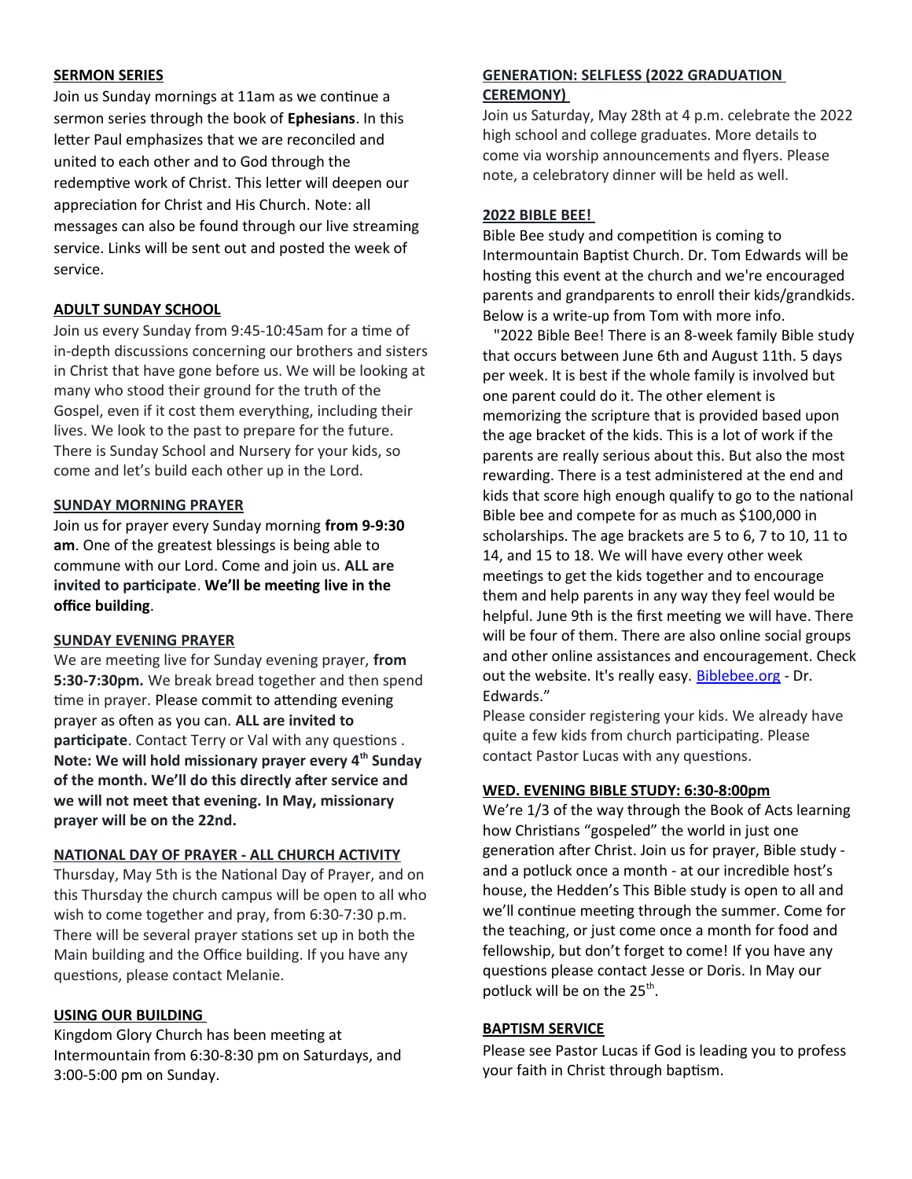## SERMON SERIES

Join us Sunday mornings at 11am as we continue a sermon series through the book of **Ephesians**. In this letter Paul emphasizes that we are reconciled and united to each other and to God through the redemptive work of Christ. This letter will deepen our appreciation for Christ and His Church. Note: all messages can also be found through our live streaming service. Links will be sent out and posted the week of service.

## ADULT SUNDAY SCHOOL

Join us every Sunday from 9:45-10:45am for a time of in-depth discussions concerning our brothers and sisters in Christ that have gone before us. We will be looking at many who stood their ground for the truth of the Gospel, even if it cost them everything, including their lives. We look to the past to prepare for the future. There is Sunday School and Nursery for your kids, so come and let's build each other up in the Lord.

## SUNDAY MORNING PRAYER

Join us for prayer every Sunday morning **from 9-9:30 am**. One of the greatest blessings is being able to commune with our Lord. Come and join us. **ALL are invited to participate**. **We'll be meeting live in the office building**.

## SUNDAY EVENING PRAYER

We are meeting live for Sunday evening prayer, **from 5:30-7:30pm.** We break bread together and then spend time in prayer. Please commit to attending evening prayer as often as you can. **ALL are invited to participate**. Contact Terry or Val with any questions . **Note: We will hold missionary prayer every 4th Sunday of the month. We'll do this directly after service and we will not meet that evening. In May, missionary prayer will be on the 22nd.**

## NATIONAL DAY OF PRAYER - ALL CHURCH ACTIVITY

Thursday, May 5th is the National Day of Prayer, and on this Thursday the church campus will be open to all who wish to come together and pray, from 6:30-7:30 p.m. There will be several prayer stations set up in both the Main building and the Office building. If you have any questions, please contact Melanie.

## USING OUR BUILDING

Kingdom Glory Church has been meeting at Intermountain from 6:30-8:30 pm on Saturdays, and 3:00-5:00 pm on Sunday.

## GENERATION: SELFLESS (2022 GRADUATION CEREMONY)

Join us Saturday, May 28th at 4 p.m. celebrate the 2022 high school and college graduates. More details to come via worship announcements and flyers. Please note, a celebratory dinner will be held as well.

## 2022 BIBLE BEE!

Bible Bee study and competition is coming to Intermountain Baptist Church. Dr. Tom Edwards will be hosting this event at the church and we're encouraged parents and grandparents to enroll their kids/grandkids. Below is a write-up from Tom with more info.

"2022 Bible Bee! There is an 8-week family Bible study that occurs between June 6th and August 11th. 5 days per week. It is best if the whole family is involved but one parent could do it. The other element is memorizing the scripture that is provided based upon the age bracket of the kids. This is a lot of work if the parents are really serious about this. But also the most rewarding. There is a test administered at the end and kids that score high enough qualify to go to the national Bible bee and compete for as much as $100,000 in scholarships. The age brackets are 5 to 6, 7 to 10, 11 to 14, and 15 to 18. We will have every other week meetings to get the kids together and to encourage them and help parents in any way they feel would be helpful. June 9th is the first meeting we will have. There will be four of them. There are also online social groups and other online assistances and encouragement. Check out the website. It's really easy. Biblebee.org - Dr. Edwards."

Please consider registering your kids. We already have quite a few kids from church participating. Please contact Pastor Lucas with any questions.

## WED. EVENING BIBLE STUDY: 6:30-8:00pm

We're 1/3 of the way through the Book of Acts learning how Christians "gospeled" the world in just one generation after Christ. Join us for prayer, Bible study - and a potluck once a month - at our incredible host's house, the Hedden's This Bible study is open to all and we'll continue meeting through the summer. Come for the teaching, or just come once a month for food and fellowship, but don't forget to come! If you have any questions please contact Jesse or Doris. In May our potluck will be on the 25th.

## BAPTISM SERVICE

Please see Pastor Lucas if God is leading you to profess your faith in Christ through baptism.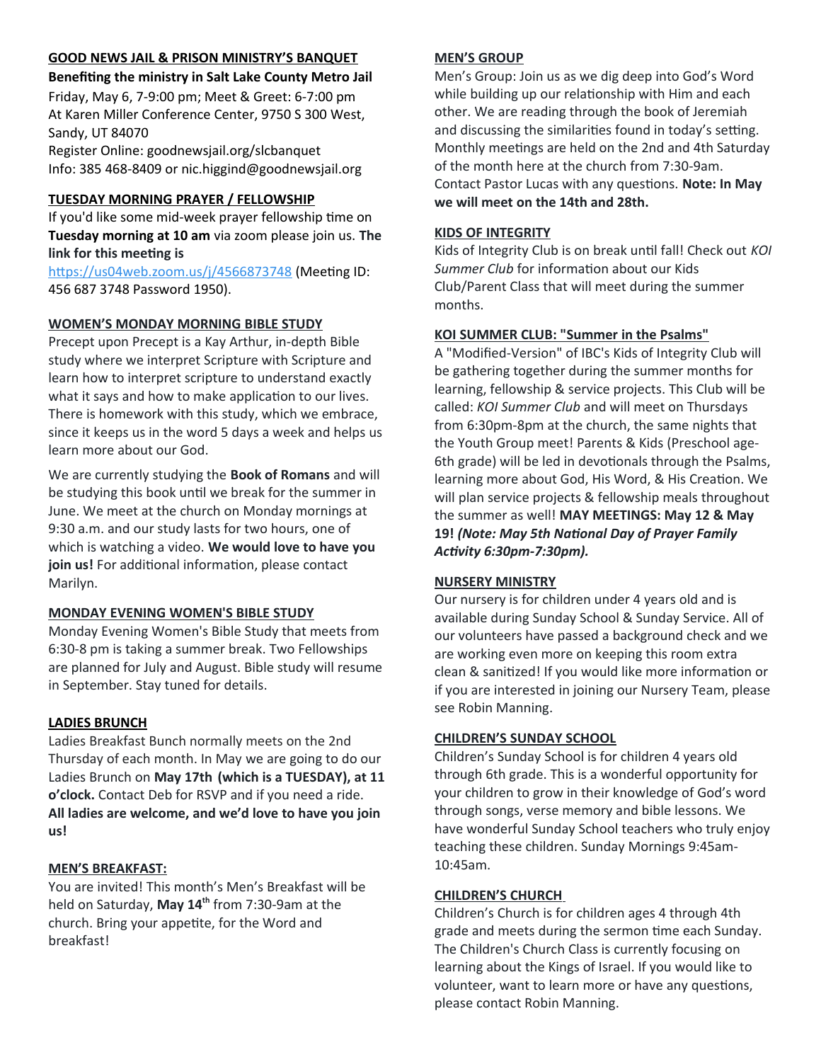## GOOD NEWS JAIL & PRISON MINISTRY'S BANQUET

**Benefiting the ministry in Salt Lake County Metro Jail**

Friday, May 6, 7-9:00 pm; Meet & Greet: 6-7:00 pm
At Karen Miller Conference Center, 9750 S 300 West, Sandy, UT 84070
Register Online: goodnewsjail.org/slcbanquet
Info: 385 468-8409 or nic.higgind@goodnewsjail.org

## TUESDAY MORNING PRAYER / FELLOWSHIP

If you'd like some mid-week prayer fellowship time on **Tuesday morning at 10 am** via zoom please join us. **The link for this meeting is** https://us04web.zoom.us/j/4566873748 (Meeting ID: 456 687 3748 Password 1950).

## WOMEN'S MONDAY MORNING BIBLE STUDY

Precept upon Precept is a Kay Arthur, in-depth Bible study where we interpret Scripture with Scripture and learn how to interpret scripture to understand exactly what it says and how to make application to our lives. There is homework with this study, which we embrace, since it keeps us in the word 5 days a week and helps us learn more about our God.

We are currently studying the **Book of Romans** and will be studying this book until we break for the summer in June. We meet at the church on Monday mornings at 9:30 a.m. and our study lasts for two hours, one of which is watching a video. **We would love to have you join us!** For additional information, please contact Marilyn.

## MONDAY EVENING WOMEN'S BIBLE STUDY

Monday Evening Women's Bible Study that meets from 6:30-8 pm is taking a summer break. Two Fellowships are planned for July and August. Bible study will resume in September. Stay tuned for details.

## LADIES BRUNCH

Ladies Breakfast Bunch normally meets on the 2nd Thursday of each month. In May we are going to do our Ladies Brunch on **May 17th (which is a TUESDAY), at 11 o'clock.** Contact Deb for RSVP and if you need a ride. **All ladies are welcome, and we'd love to have you join us!**

## MEN'S BREAKFAST:

You are invited! This month's Men's Breakfast will be held on Saturday, **May 14th** from 7:30-9am at the church. Bring your appetite, for the Word and breakfast!

## MEN'S GROUP

Men's Group: Join us as we dig deep into God's Word while building up our relationship with Him and each other. We are reading through the book of Jeremiah and discussing the similarities found in today's setting. Monthly meetings are held on the 2nd and 4th Saturday of the month here at the church from 7:30-9am. Contact Pastor Lucas with any questions. **Note: In May we will meet on the 14th and 28th.**

## KIDS OF INTEGRITY

Kids of Integrity Club is on break until fall! Check out *KOI Summer Club* for information about our Kids Club/Parent Class that will meet during the summer months.

## KOI SUMMER CLUB: "Summer in the Psalms"

A "Modified-Version" of IBC's Kids of Integrity Club will be gathering together during the summer months for learning, fellowship & service projects. This Club will be called: *KOI Summer Club* and will meet on Thursdays from 6:30pm-8pm at the church, the same nights that the Youth Group meet! Parents & Kids (Preschool age-6th grade) will be led in devotionals through the Psalms, learning more about God, His Word, & His Creation. We will plan service projects & fellowship meals throughout the summer as well! **MAY MEETINGS: May 12 & May 19!** ***(Note: May 5th National Day of Prayer Family Activity 6:30pm-7:30pm).***

## NURSERY MINISTRY

Our nursery is for children under 4 years old and is available during Sunday School & Sunday Service. All of our volunteers have passed a background check and we are working even more on keeping this room extra clean & sanitized! If you would like more information or if you are interested in joining our Nursery Team, please see Robin Manning.

## CHILDREN'S SUNDAY SCHOOL

Children's Sunday School is for children 4 years old through 6th grade. This is a wonderful opportunity for your children to grow in their knowledge of God's word through songs, verse memory and bible lessons. We have wonderful Sunday School teachers who truly enjoy teaching these children. Sunday Mornings 9:45am-10:45am.

## CHILDREN'S CHURCH

Children's Church is for children ages 4 through 4th grade and meets during the sermon time each Sunday. The Children's Church Class is currently focusing on learning about the Kings of Israel. If you would like to volunteer, want to learn more or have any questions, please contact Robin Manning.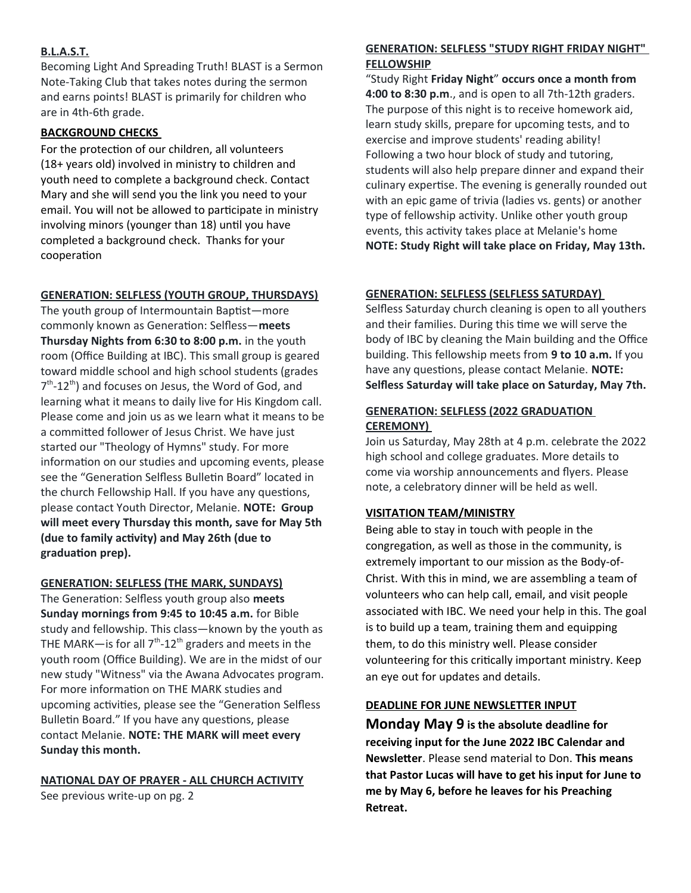**B.L.A.S.T.**

Becoming Light And Spreading Truth! BLAST is a Sermon Note-Taking Club that takes notes during the sermon and earns points! BLAST is primarily for children who are in 4th-6th grade.

**BACKGROUND CHECKS**

For the protection of our children, all volunteers (18+ years old) involved in ministry to children and youth need to complete a background check. Contact Mary and she will send you the link you need to your email. You will not be allowed to participate in ministry involving minors (younger than 18) until you have completed a background check. Thanks for your cooperation

**GENERATION: SELFLESS (YOUTH GROUP, THURSDAYS)**

The youth group of Intermountain Baptist—more commonly known as Generation: Selfless—**meets Thursday Nights from 6:30 to 8:00 p.m.** in the youth room (Office Building at IBC). This small group is geared toward middle school and high school students (grades 7th-12th) and focuses on Jesus, the Word of God, and learning what it means to daily live for His Kingdom call. Please come and join us as we learn what it means to be a committed follower of Jesus Christ. We have just started our "Theology of Hymns" study. For more information on our studies and upcoming events, please see the "Generation Selfless Bulletin Board" located in the church Fellowship Hall. If you have any questions, please contact Youth Director, Melanie. **NOTE: Group will meet every Thursday this month, save for May 5th (due to family activity) and May 26th (due to graduation prep).**

**GENERATION: SELFLESS (THE MARK, SUNDAYS)**

The Generation: Selfless youth group also **meets Sunday mornings from 9:45 to 10:45 a.m.** for Bible study and fellowship. This class—known by the youth as THE MARK—is for all 7th-12th graders and meets in the youth room (Office Building). We are in the midst of our new study "Witness" via the Awana Advocates program. For more information on THE MARK studies and upcoming activities, please see the "Generation Selfless Bulletin Board." If you have any questions, please contact Melanie. **NOTE: THE MARK will meet every Sunday this month.**

**NATIONAL DAY OF PRAYER - ALL CHURCH ACTIVITY**

See previous write-up on pg. 2

**GENERATION: SELFLESS "STUDY RIGHT FRIDAY NIGHT" FELLOWSHIP**

"Study Right **Friday Night**" **occurs once a month from 4:00 to 8:30 p.m**., and is open to all 7th-12th graders. The purpose of this night is to receive homework aid, learn study skills, prepare for upcoming tests, and to exercise and improve students' reading ability! Following a two hour block of study and tutoring, students will also help prepare dinner and expand their culinary expertise. The evening is generally rounded out with an epic game of trivia (ladies vs. gents) or another type of fellowship activity. Unlike other youth group events, this activity takes place at Melanie's home **NOTE: Study Right will take place on Friday, May 13th.**

**GENERATION: SELFLESS (SELFLESS SATURDAY)**

Selfless Saturday church cleaning is open to all youthers and their families. During this time we will serve the body of IBC by cleaning the Main building and the Office building. This fellowship meets from **9 to 10 a.m.** If you have any questions, please contact Melanie. **NOTE: Selfless Saturday will take place on Saturday, May 7th.**

**GENERATION: SELFLESS (2022 GRADUATION CEREMONY)**

Join us Saturday, May 28th at 4 p.m. celebrate the 2022 high school and college graduates. More details to come via worship announcements and flyers. Please note, a celebratory dinner will be held as well.

**VISITATION TEAM/MINISTRY**

Being able to stay in touch with people in the congregation, as well as those in the community, is extremely important to our mission as the Body-of-Christ. With this in mind, we are assembling a team of volunteers who can help call, email, and visit people associated with IBC. We need your help in this. The goal is to build up a team, training them and equipping them, to do this ministry well. Please consider volunteering for this critically important ministry. Keep an eye out for updates and details.

**DEADLINE FOR JUNE NEWSLETTER INPUT**

**Monday May 9 is the absolute deadline for receiving input for the June 2022 IBC Calendar and Newsletter**. Please send material to Don. **This means that Pastor Lucas will have to get his input for June to me by May 6, before he leaves for his Preaching Retreat.**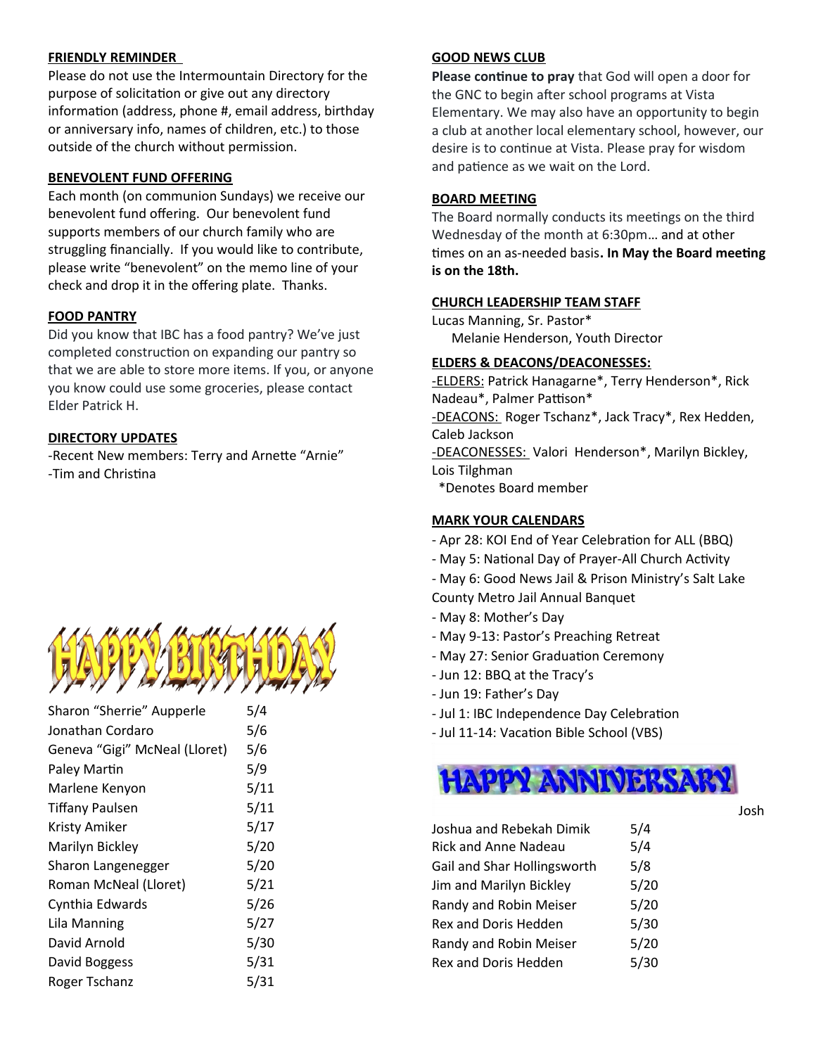**FRIENDLY REMINDER**

Please do not use the Intermountain Directory for the purpose of solicitation or give out any directory information (address, phone #, email address, birthday or anniversary info, names of children, etc.) to those outside of the church without permission.

**BENEVOLENT FUND OFFERING**

Each month (on communion Sundays) we receive our benevolent fund offering. Our benevolent fund supports members of our church family who are struggling financially. If you would like to contribute, please write "benevolent" on the memo line of your check and drop it in the offering plate. Thanks.

**FOOD PANTRY**

Did you know that IBC has a food pantry? We've just completed construction on expanding our pantry so that we are able to store more items. If you, or anyone you know could use some groceries, please contact Elder Patrick H.

**DIRECTORY UPDATES**

-Recent New members: Terry and Arnette "Arnie"
-Tim and Christina

**HAPPY BIRTHDAY**

| | |
|---|---|
| Sharon "Sherrie" Aupperle | 5/4 |
| Jonathan Cordaro | 5/6 |
| Geneva "Gigi" McNeal (Lloret) | 5/6 |
| Paley Martin | 5/9 |
| Marlene Kenyon | 5/11 |
| Tiffany Paulsen | 5/11 |
| Kristy Amiker | 5/17 |
| Marilyn Bickley | 5/20 |
| Sharon Langenegger | 5/20 |
| Roman McNeal (Lloret) | 5/21 |
| Cynthia Edwards | 5/26 |
| Lila Manning | 5/27 |
| David Arnold | 5/30 |
| David Boggess | 5/31 |
| Roger Tschanz | 5/31 |

**GOOD NEWS CLUB**

**Please continue to pray** that God will open a door for the GNC to begin after school programs at Vista Elementary. We may also have an opportunity to begin a club at another local elementary school, however, our desire is to continue at Vista. Please pray for wisdom and patience as we wait on the Lord.

**BOARD MEETING**

The Board normally conducts its meetings on the third Wednesday of the month at 6:30pm… and at other times on an as-needed basis**. In May the Board meeting is on the 18th.**

**CHURCH LEADERSHIP TEAM STAFF**

Lucas Manning, Sr. Pastor*
Melanie Henderson, Youth Director

**ELDERS & DEACONS/DEACONESSES:**

-ELDERS: Patrick Hanagarne*, Terry Henderson*, Rick Nadeau*, Palmer Pattison*
-DEACONS: Roger Tschanz*, Jack Tracy*, Rex Hedden, Caleb Jackson
-DEACONESSES: Valori Henderson*, Marilyn Bickley, Lois Tilghman
*Denotes Board member

**MARK YOUR CALENDARS**

- Apr 28: KOI End of Year Celebration for ALL (BBQ)
- May 5: National Day of Prayer-All Church Activity
- May 6: Good News Jail & Prison Ministry's Salt Lake County Metro Jail Annual Banquet
- May 8: Mother's Day
- May 9-13: Pastor's Preaching Retreat
- May 27: Senior Graduation Ceremony
- Jun 12: BBQ at the Tracy's
- Jun 19: Father's Day
- Jul 1: IBC Independence Day Celebration
- Jul 11-14: Vacation Bible School (VBS)

**HAPPY ANNIVERSARY**

Josh

| | |
|---|---|
| Joshua and Rebekah Dimik | 5/4 |
| Rick and Anne Nadeau | 5/4 |
| Gail and Shar Hollingsworth | 5/8 |
| Jim and Marilyn Bickley | 5/20 |
| Randy and Robin Meiser | 5/20 |
| Rex and Doris Hedden | 5/30 |
| Randy and Robin Meiser | 5/20 |
| Rex and Doris Hedden | 5/30 |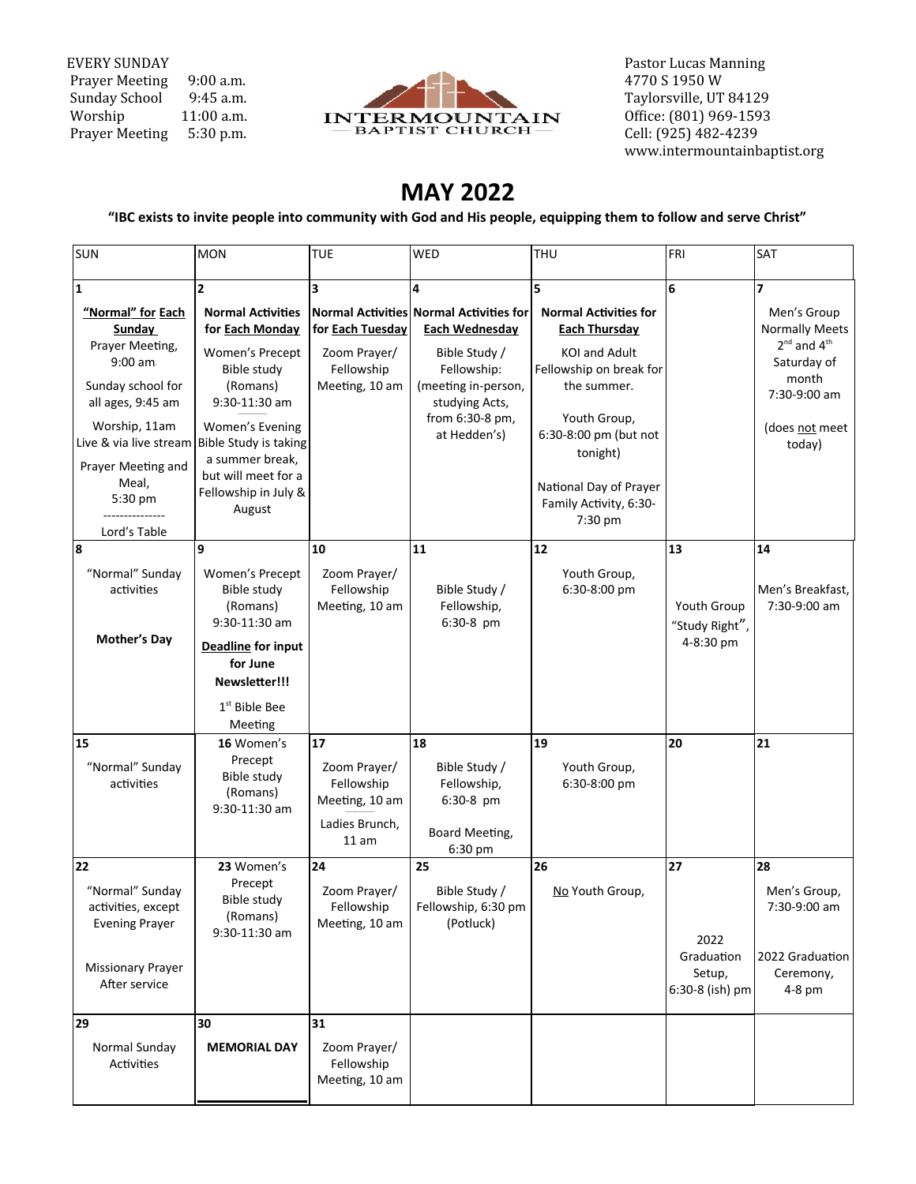EVERY SUNDAY
Prayer Meeting 9:00 a.m.
Sunday School 9:45 a.m.
Worship 11:00 a.m.
Prayer Meeting 5:30 p.m.

INTERMOUNTAIN BAPTIST CHURCH

Pastor Lucas Manning
4770 S 1950 W
Taylorsville, UT 84129
Office: (801) 969-1593
Cell: (925) 482-4239
www.intermountainbaptist.org

# MAY 2022

**"IBC exists to invite people into community with God and His people, equipping them to follow and serve Christ"**

| SUN | MON | TUE | WED | THU | FRI | SAT |
|---|---|---|---|---|---|---|
| **1**<br>**"Normal" for Each Sunday**<br>Prayer Meeting, 9:00 am<br>Sunday school for all ages, 9:45 am<br>Worship, 11am Live & via live stream<br>Prayer Meeting and Meal, 5:30 pm<br>---------------<br>Lord's Table | **2**<br>**Normal Activities for Each Monday**<br>Women's Precept Bible study (Romans) 9:30-11:30 am<br>Women's Evening Bible Study is taking a summer break, but will meet for a Fellowship in July & August | **3**<br>**Normal Activities for Each Tuesday**<br>Zoom Prayer/ Fellowship Meeting, 10 am | **4**<br>**Normal Activities for Each Wednesday**<br>Bible Study / Fellowship: (meeting in-person, studying Acts, from 6:30-8 pm, at Hedden's) | **5**<br>**Normal Activities for Each Thursday**<br>KOI and Adult Fellowship on break for the summer.<br>Youth Group, 6:30-8:00 pm (but not tonight)<br>National Day of Prayer Family Activity, 6:30-7:30 pm | **6** | **7**<br>Men's Group Normally Meets 2nd and 4th Saturday of month 7:30-9:00 am<br>(does not meet today) |
| **8**<br>"Normal" Sunday activities<br>**Mother's Day** | **9**<br>Women's Precept Bible study (Romans) 9:30-11:30 am<br>**Deadline for input for June Newsletter!!!**<br>1st Bible Bee Meeting | **10**<br>Zoom Prayer/ Fellowship Meeting, 10 am | **11**<br>Bible Study / Fellowship, 6:30-8 pm | **12**<br>Youth Group, 6:30-8:00 pm | **13**<br>Youth Group "Study Right", 4-8:30 pm | **14**<br>Men's Breakfast, 7:30-9:00 am |
| **15**<br>"Normal" Sunday activities | **16** Women's Precept Bible study (Romans) 9:30-11:30 am | **17**<br>Zoom Prayer/ Fellowship Meeting, 10 am<br>Ladies Brunch, 11 am | **18**<br>Bible Study / Fellowship, 6:30-8 pm<br>Board Meeting, 6:30 pm | **19**<br>Youth Group, 6:30-8:00 pm | **20** | **21** |
| **22**<br>"Normal" Sunday activities, except Evening Prayer<br>Missionary Prayer After service | **23** Women's Precept Bible study (Romans) 9:30-11:30 am | **24**<br>Zoom Prayer/ Fellowship Meeting, 10 am | **25**<br>Bible Study / Fellowship, 6:30 pm (Potluck) | **26**<br>No Youth Group, | **27**<br>2022 Graduation Setup, 6:30-8 (ish) pm | **28**<br>Men's Group, 7:30-9:00 am<br>2022 Graduation Ceremony, 4-8 pm |
| **29**<br>Normal Sunday Activities | **30**<br>**MEMORIAL DAY** | **31**<br>Zoom Prayer/ Fellowship Meeting, 10 am | | | | |